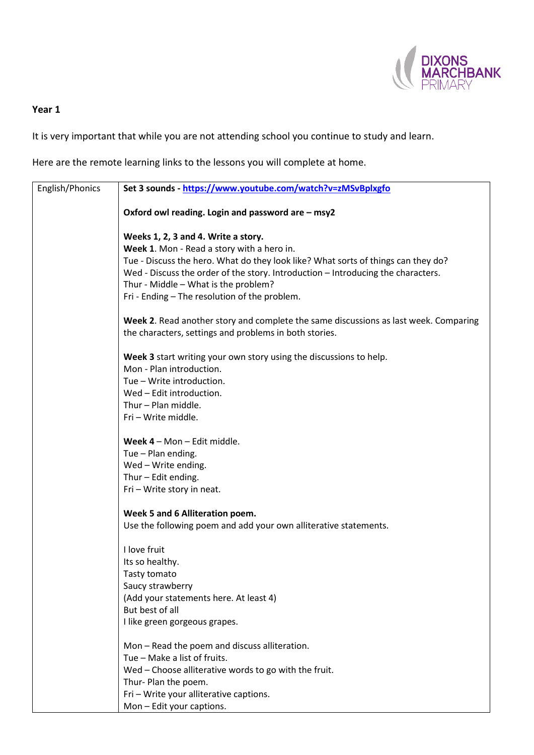DIXONS MARCHBANK PRIMARY

**Year 1**

It is very important that while you are not attending school you continue to study and learn.

Here are the remote learning links to the lessons you will complete at home.

| English/Phonics | **Set 3 sounds - [https://www.youtube.com/watch?v=zMSvBplxgfo](https://www.youtube.com/watch?v=zMSvBplxgfo)**<br><br>**Oxford owl reading. Login and password are – msy2**<br><br>**Weeks 1, 2, 3 and 4. Write a story.**<br>**Week 1**. Mon - Read a story with a hero in.<br>Tue - Discuss the hero. What do they look like? What sorts of things can they do?<br>Wed - Discuss the order of the story. Introduction – Introducing the characters.<br>Thur - Middle – What is the problem?<br>Fri - Ending – The resolution of the problem.<br><br>**Week 2**. Read another story and complete the same discussions as last week. Comparing the characters, settings and problems in both stories.<br><br>**Week 3** start writing your own story using the discussions to help.<br>Mon - Plan introduction.<br>Tue – Write introduction.<br>Wed – Edit introduction.<br>Thur – Plan middle.<br>Fri – Write middle.<br><br>**Week 4** – Mon – Edit middle.<br>Tue – Plan ending.<br>Wed – Write ending.<br>Thur – Edit ending.<br>Fri – Write story in neat.<br><br>**Week 5 and 6 Alliteration poem.**<br>Use the following poem and add your own alliterative statements.<br><br>I love fruit<br>Its so healthy.<br>Tasty tomato<br>Saucy strawberry<br>(Add your statements here. At least 4)<br>But best of all<br>I like green gorgeous grapes.<br><br>Mon – Read the poem and discuss alliteration.<br>Tue – Make a list of fruits.<br>Wed – Choose alliterative words to go with the fruit.<br>Thur- Plan the poem.<br>Fri – Write your alliterative captions.<br>Mon – Edit your captions. |
|---|---|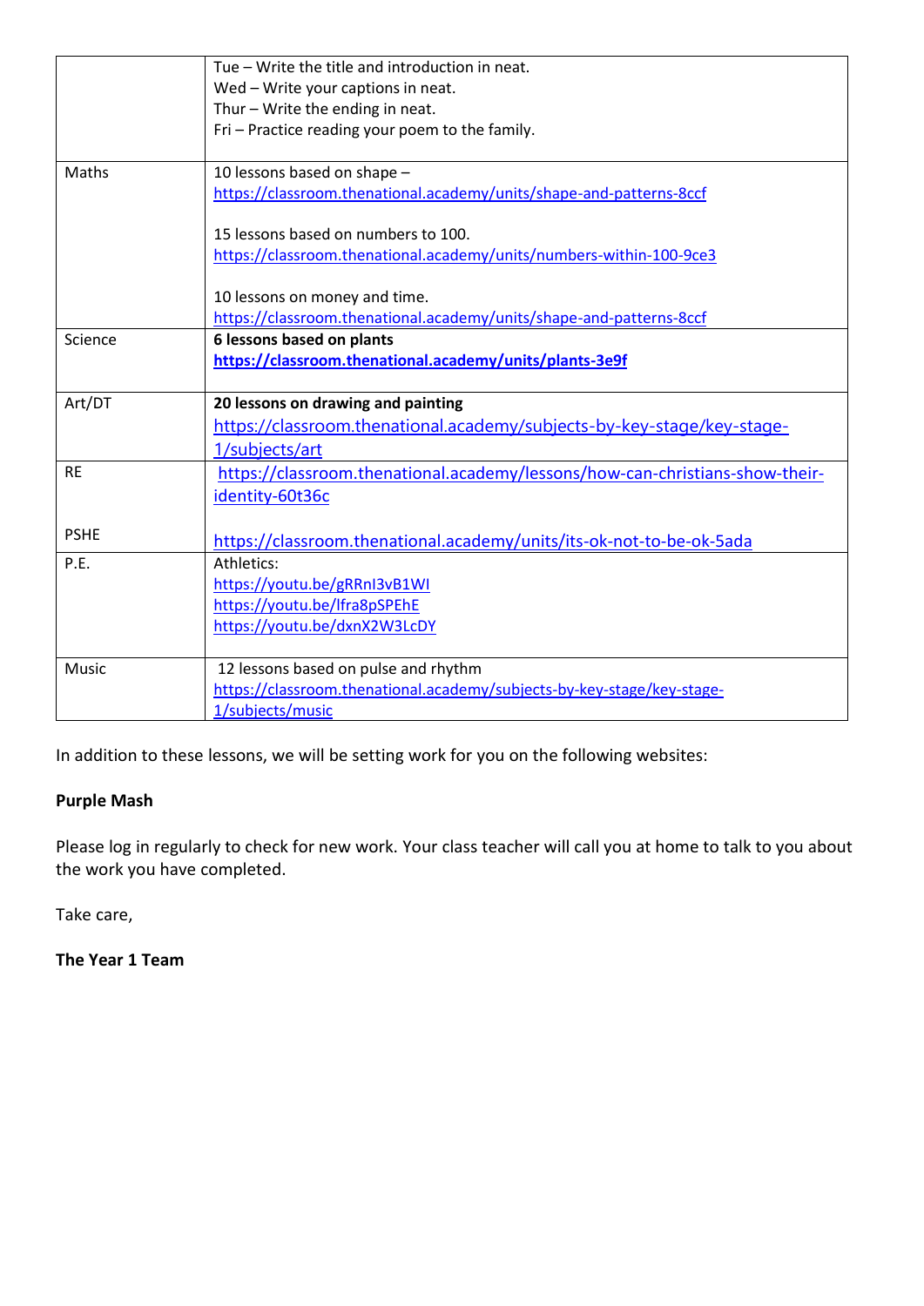| | |
|---|---|
| | Tue – Write the title and introduction in neat.<br>Wed – Write your captions in neat.<br>Thur – Write the ending in neat.<br>Fri – Practice reading your poem to the family. |
| Maths | 10 lessons based on shape –<br>https://classroom.thenational.academy/units/shape-and-patterns-8ccf<br><br>15 lessons based on numbers to 100.<br>https://classroom.thenational.academy/units/numbers-within-100-9ce3<br><br>10 lessons on money and time.<br>https://classroom.thenational.academy/units/shape-and-patterns-8ccf |
| Science | **6 lessons based on plants**<br>**https://classroom.thenational.academy/units/plants-3e9f** |
| Art/DT | **20 lessons on drawing and painting**<br>https://classroom.thenational.academy/subjects-by-key-stage/key-stage-1/subjects/art |
| RE<br><br>PSHE | https://classroom.thenational.academy/lessons/how-can-christians-show-their-identity-60t36c<br><br>https://classroom.thenational.academy/units/its-ok-not-to-be-ok-5ada |
| P.E. | Athletics:<br>https://youtu.be/gRRnI3vB1WI<br>https://youtu.be/lfra8pSPEhE<br>https://youtu.be/dxnX2W3LcDY |
| Music | 12 lessons based on pulse and rhythm<br>https://classroom.thenational.academy/subjects-by-key-stage/key-stage-1/subjects/music |

In addition to these lessons, we will be setting work for you on the following websites:

**Purple Mash**

Please log in regularly to check for new work. Your class teacher will call you at home to talk to you about the work you have completed.

Take care,

**The Year 1 Team**